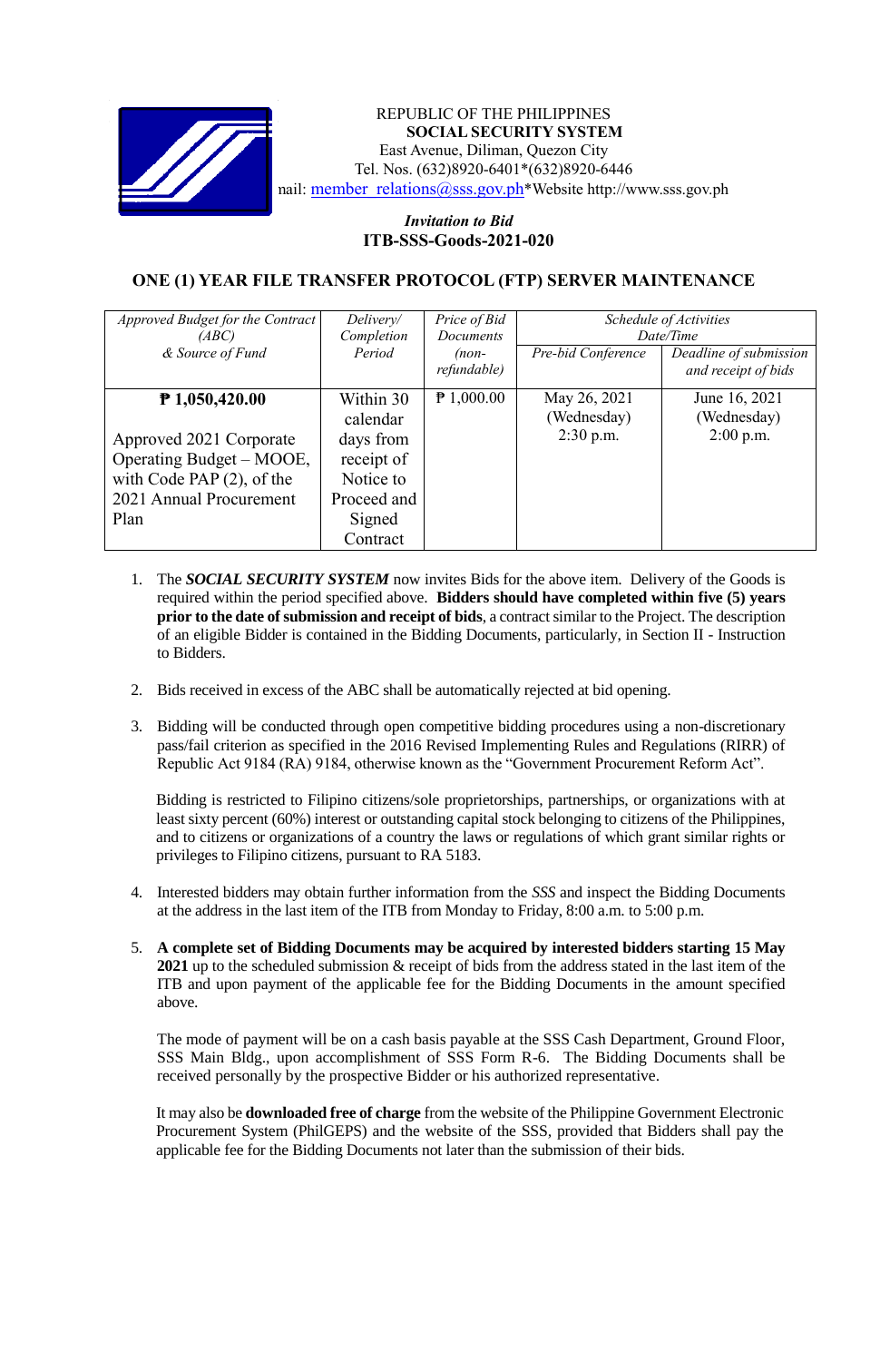REPUBLIC OF THE PHILIPPINES
**SOCIAL SECURITY SYSTEM**
East Avenue, Diliman, Quezon City
Tel. Nos. (632)8920-6401*(632)8920-6446
nail: member_relations@sss.gov.ph*Website http://www.sss.gov.ph

***Invitation to Bid***
**ITB-SSS-Goods-2021-020**

## ONE (1) YEAR FILE TRANSFER PROTOCOL (FTP) SERVER MAINTENANCE

| *Approved Budget for the Contract (ABC) & Source of Fund* | *Delivery/ Completion Period* | *Price of Bid Documents (non-refundable)* | *Schedule of Activities Date/Time* | |
|---|---|---|---|---|
| | | | *Pre-bid Conference* | *Deadline of submission and receipt of bids* |
| **₱ 1,050,420.00**<br><br>Approved 2021 Corporate Operating Budget – MOOE, with Code PAP (2), of the 2021 Annual Procurement Plan | Within 30 calendar days from receipt of Notice to Proceed and Signed Contract | ₱ 1,000.00 | May 26, 2021 (Wednesday) 2:30 p.m. | June 16, 2021 (Wednesday) 2:00 p.m. |

1. The ***SOCIAL SECURITY SYSTEM*** now invites Bids for the above item. Delivery of the Goods is required within the period specified above. **Bidders should have completed within five (5) years prior to the date of submission and receipt of bids**, a contract similar to the Project. The description of an eligible Bidder is contained in the Bidding Documents, particularly, in Section II - Instruction to Bidders.

2. Bids received in excess of the ABC shall be automatically rejected at bid opening.

3. Bidding will be conducted through open competitive bidding procedures using a non-discretionary pass/fail criterion as specified in the 2016 Revised Implementing Rules and Regulations (RIRR) of Republic Act 9184 (RA) 9184, otherwise known as the "Government Procurement Reform Act".

   Bidding is restricted to Filipino citizens/sole proprietorships, partnerships, or organizations with at least sixty percent (60%) interest or outstanding capital stock belonging to citizens of the Philippines, and to citizens or organizations of a country the laws or regulations of which grant similar rights or privileges to Filipino citizens, pursuant to RA 5183.

4. Interested bidders may obtain further information from the *SSS* and inspect the Bidding Documents at the address in the last item of the ITB from Monday to Friday, 8:00 a.m. to 5:00 p.m.

5. **A complete set of Bidding Documents may be acquired by interested bidders starting 15 May 2021** up to the scheduled submission & receipt of bids from the address stated in the last item of the ITB and upon payment of the applicable fee for the Bidding Documents in the amount specified above.

   The mode of payment will be on a cash basis payable at the SSS Cash Department, Ground Floor, SSS Main Bldg., upon accomplishment of SSS Form R-6. The Bidding Documents shall be received personally by the prospective Bidder or his authorized representative.

   It may also be **downloaded free of charge** from the website of the Philippine Government Electronic Procurement System (PhilGEPS) and the website of the SSS, provided that Bidders shall pay the applicable fee for the Bidding Documents not later than the submission of their bids.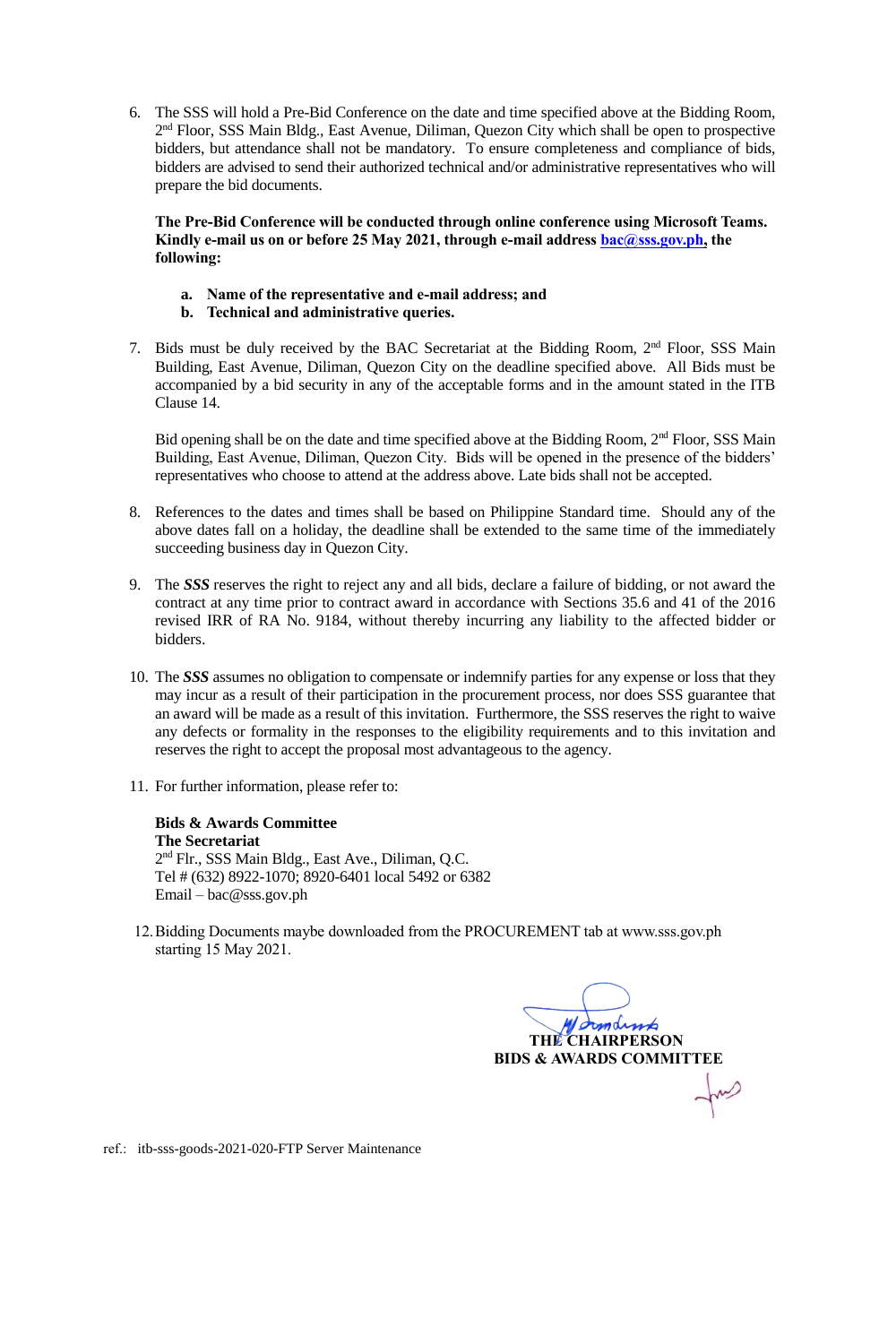6. The SSS will hold a Pre-Bid Conference on the date and time specified above at the Bidding Room, 2nd Floor, SSS Main Bldg., East Avenue, Diliman, Quezon City which shall be open to prospective bidders, but attendance shall not be mandatory. To ensure completeness and compliance of bids, bidders are advised to send their authorized technical and/or administrative representatives who will prepare the bid documents.

   **The Pre-Bid Conference will be conducted through online conference using Microsoft Teams. Kindly e-mail us on or before 25 May 2021, through e-mail address bac@sss.gov.ph, the following:**

   **a. Name of the representative and e-mail address; and**
   **b. Technical and administrative queries.**

7. Bids must be duly received by the BAC Secretariat at the Bidding Room, 2nd Floor, SSS Main Building, East Avenue, Diliman, Quezon City on the deadline specified above. All Bids must be accompanied by a bid security in any of the acceptable forms and in the amount stated in the ITB Clause 14.

   Bid opening shall be on the date and time specified above at the Bidding Room, 2nd Floor, SSS Main Building, East Avenue, Diliman, Quezon City. Bids will be opened in the presence of the bidders' representatives who choose to attend at the address above. Late bids shall not be accepted.

8. References to the dates and times shall be based on Philippine Standard time. Should any of the above dates fall on a holiday, the deadline shall be extended to the same time of the immediately succeeding business day in Quezon City.

9. The ***SSS*** reserves the right to reject any and all bids, declare a failure of bidding, or not award the contract at any time prior to contract award in accordance with Sections 35.6 and 41 of the 2016 revised IRR of RA No. 9184, without thereby incurring any liability to the affected bidder or bidders.

10. The ***SSS*** assumes no obligation to compensate or indemnify parties for any expense or loss that they may incur as a result of their participation in the procurement process, nor does SSS guarantee that an award will be made as a result of this invitation. Furthermore, the SSS reserves the right to waive any defects or formality in the responses to the eligibility requirements and to this invitation and reserves the right to accept the proposal most advantageous to the agency.

11. For further information, please refer to:

    **Bids & Awards Committee**
    **The Secretariat**
    2nd Flr., SSS Main Bldg., East Ave., Diliman, Q.C.
    Tel # (632) 8922-1070; 8920-6401 local 5492 or 6382
    Email – bac@sss.gov.ph

12. Bidding Documents maybe downloaded from the PROCUREMENT tab at www.sss.gov.ph starting 15 May 2021.

**THE CHAIRPERSON**
**BIDS & AWARDS COMMITTEE**

ref.: itb-sss-goods-2021-020-FTP Server Maintenance